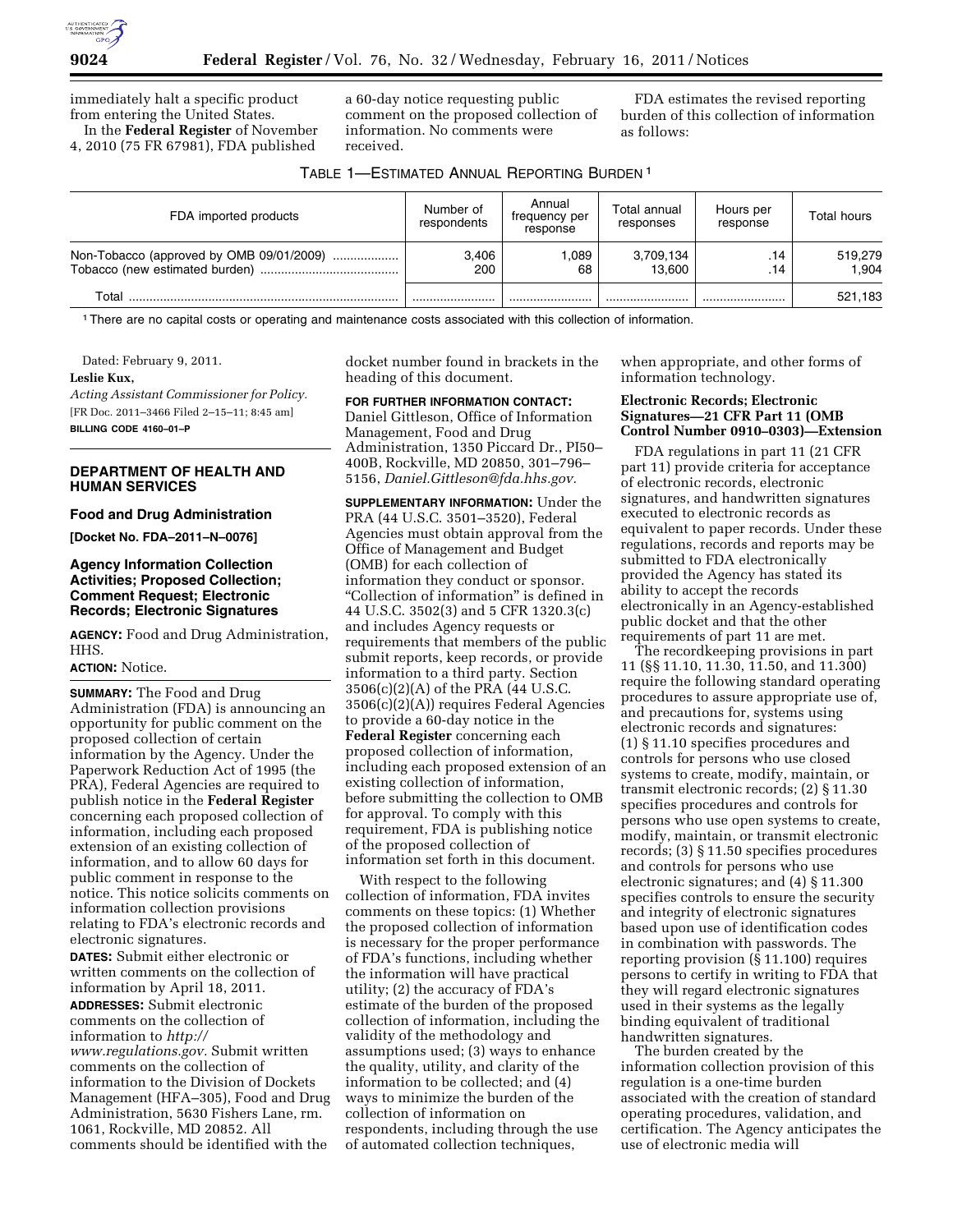immediately halt a specific product from entering the United States.

In the **Federal Register** of November 4, 2010 (75 FR 67981), FDA published a 60-day notice requesting public comment on the proposed collection of information. No comments were received.

FDA estimates the revised reporting burden of this collection of information as follows:

TABLE 1—ESTIMATED ANNUAL REPORTING BURDEN [1]

| FDA imported products | Number of respondents | Annual frequency per response | Total annual responses | Hours per response | Total hours |
|---|---|---|---|---|---|
| Non-Tobacco (approved by OMB 09/01/2009) | 3,406 | 1,089 | 3,709,134 | .14 | 519,279 |
| Tobacco (new estimated burden) | 200 | 68 | 13,600 | .14 | 1,904 |
| Total | | | | | 521,183 |

[1] There are no capital costs or operating and maintenance costs associated with this collection of information.

Dated: February 9, 2011.

**Leslie Kux,**

*Acting Assistant Commissioner for Policy.*

[FR Doc. 2011–3466 Filed 2–15–11; 8:45 am]

**BILLING CODE 4160–01–P**

## DEPARTMENT OF HEALTH AND HUMAN SERVICES

### Food and Drug Administration

**[Docket No. FDA–2011–N–0076]**

### Agency Information Collection Activities; Proposed Collection; Comment Request; Electronic Records; Electronic Signatures

**AGENCY:** Food and Drug Administration, HHS.

**ACTION:** Notice.

**SUMMARY:** The Food and Drug Administration (FDA) is announcing an opportunity for public comment on the proposed collection of certain information by the Agency. Under the Paperwork Reduction Act of 1995 (the PRA), Federal Agencies are required to publish notice in the **Federal Register** concerning each proposed collection of information, including each proposed extension of an existing collection of information, and to allow 60 days for public comment in response to the notice. This notice solicits comments on information collection provisions relating to FDA's electronic records and electronic signatures.

**DATES:** Submit either electronic or written comments on the collection of information by April 18, 2011.

**ADDRESSES:** Submit electronic comments on the collection of information to *http://www.regulations.gov*. Submit written comments on the collection of information to the Division of Dockets Management (HFA–305), Food and Drug Administration, 5630 Fishers Lane, rm. 1061, Rockville, MD 20852. All comments should be identified with the docket number found in brackets in the heading of this document.

**FOR FURTHER INFORMATION CONTACT:** Daniel Gittleson, Office of Information Management, Food and Drug Administration, 1350 Piccard Dr., PI50–400B, Rockville, MD 20850, 301–796–5156, *Daniel.Gittleson@fda.hhs.gov*.

**SUPPLEMENTARY INFORMATION:** Under the PRA (44 U.S.C. 3501–3520), Federal Agencies must obtain approval from the Office of Management and Budget (OMB) for each collection of information they conduct or sponsor. "Collection of information" is defined in 44 U.S.C. 3502(3) and 5 CFR 1320.3(c) and includes Agency requests or requirements that members of the public submit reports, keep records, or provide information to a third party. Section 3506(c)(2)(A) of the PRA (44 U.S.C. 3506(c)(2)(A)) requires Federal Agencies to provide a 60-day notice in the **Federal Register** concerning each proposed collection of information, including each proposed extension of an existing collection of information, before submitting the collection to OMB for approval. To comply with this requirement, FDA is publishing notice of the proposed collection of information set forth in this document.

With respect to the following collection of information, FDA invites comments on these topics: (1) Whether the proposed collection of information is necessary for the proper performance of FDA's functions, including whether the information will have practical utility; (2) the accuracy of FDA's estimate of the burden of the proposed collection of information, including the validity of the methodology and assumptions used; (3) ways to enhance the quality, utility, and clarity of the information to be collected; and (4) ways to minimize the burden of the collection of information on respondents, including through the use of automated collection techniques, when appropriate, and other forms of information technology.

### Electronic Records; Electronic Signatures—21 CFR Part 11 (OMB Control Number 0910–0303)—Extension

FDA regulations in part 11 (21 CFR part 11) provide criteria for acceptance of electronic records, electronic signatures, and handwritten signatures executed to electronic records as equivalent to paper records. Under these regulations, records and reports may be submitted to FDA electronically provided the Agency has stated its ability to accept the records electronically in an Agency-established public docket and that the other requirements of part 11 are met.

The recordkeeping provisions in part 11 (§§ 11.10, 11.30, 11.50, and 11.300) require the following standard operating procedures to assure appropriate use of, and precautions for, systems using electronic records and signatures: (1) § 11.10 specifies procedures and controls for persons who use closed systems to create, modify, maintain, or transmit electronic records; (2) § 11.30 specifies procedures and controls for persons who use open systems to create, modify, maintain, or transmit electronic records; (3) § 11.50 specifies procedures and controls for persons who use electronic signatures; and (4) § 11.300 specifies controls to ensure the security and integrity of electronic signatures based upon use of identification codes in combination with passwords. The reporting provision (§ 11.100) requires persons to certify in writing to FDA that they will regard electronic signatures used in their systems as the legally binding equivalent of traditional handwritten signatures.

The burden created by the information collection provision of this regulation is a one-time burden associated with the creation of standard operating procedures, validation, and certification. The Agency anticipates the use of electronic media will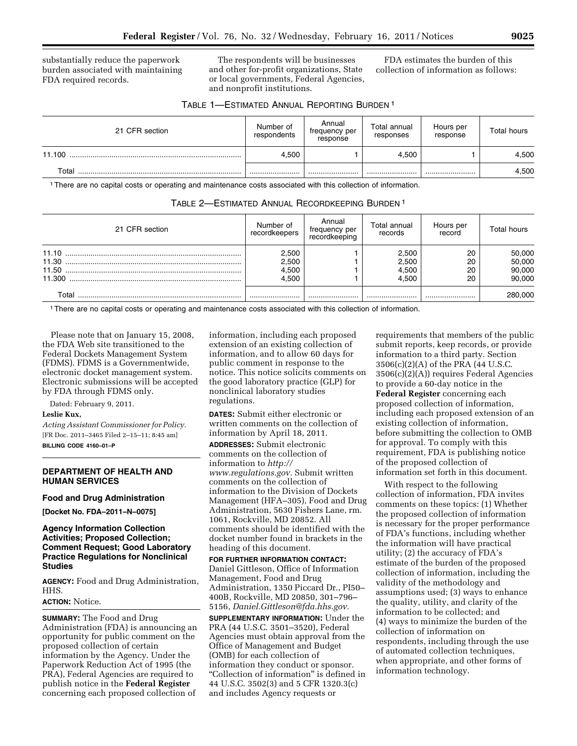substantially reduce the paperwork burden associated with maintaining FDA required records.

The respondents will be businesses and other for-profit organizations, State or local governments, Federal Agencies, and nonprofit institutions.

FDA estimates the burden of this collection of information as follows:

TABLE 1—ESTIMATED ANNUAL REPORTING BURDEN [1]

| 21 CFR section | Number of respondents | Annual frequency per response | Total annual responses | Hours per response | Total hours |
|---|---|---|---|---|---|
| 11.100 | 4,500 | 1 | 4,500 | 1 | 4,500 |
| Total | | | | | 4,500 |

[1] There are no capital costs or operating and maintenance costs associated with this collection of information.

TABLE 2—ESTIMATED ANNUAL RECORDKEEPING BURDEN [1]

| 21 CFR section | Number of recordkeepers | Annual frequency per recordkeeping | Total annual records | Hours per record | Total hours |
|---|---|---|---|---|---|
| 11.10 | 2,500 | 1 | 2,500 | 20 | 50,000 |
| 11.30 | 2,500 | 1 | 2,500 | 20 | 50,000 |
| 11.50 | 4,500 | 1 | 4,500 | 20 | 90,000 |
| 11.300 | 4,500 | 1 | 4,500 | 20 | 90,000 |
| Total | | | | | 280,000 |

[1] There are no capital costs or operating and maintenance costs associated with this collection of information.

Please note that on January 15, 2008, the FDA Web site transitioned to the Federal Dockets Management System (FDMS). FDMS is a Governmentwide, electronic docket management system. Electronic submissions will be accepted by FDA through FDMS only.

Dated: February 9, 2011.

**Leslie Kux,**

*Acting Assistant Commissioner for Policy.*

[FR Doc. 2011–3465 Filed 2–15–11; 8:45 am]

**BILLING CODE 4160–01–P**

## DEPARTMENT OF HEALTH AND HUMAN SERVICES

### Food and Drug Administration

**[Docket No. FDA–2011–N–0075]**

### Agency Information Collection Activities; Proposed Collection; Comment Request; Good Laboratory Practice Regulations for Nonclinical Studies

**AGENCY:** Food and Drug Administration, HHS.

**ACTION:** Notice.

**SUMMARY:** The Food and Drug Administration (FDA) is announcing an opportunity for public comment on the proposed collection of certain information by the Agency. Under the Paperwork Reduction Act of 1995 (the PRA), Federal Agencies are required to publish notice in the **Federal Register** concerning each proposed collection of information, including each proposed extension of an existing collection of information, and to allow 60 days for public comment in response to the notice. This notice solicits comments on the good laboratory practice (GLP) for nonclinical laboratory studies regulations.

**DATES:** Submit either electronic or written comments on the collection of information by April 18, 2011.

**ADDRESSES:** Submit electronic comments on the collection of information to *http://www.regulations.gov.* Submit written comments on the collection of information to the Division of Dockets Management (HFA–305), Food and Drug Administration, 5630 Fishers Lane, rm. 1061, Rockville, MD 20852. All comments should be identified with the docket number found in brackets in the heading of this document.

**FOR FURTHER INFORMATION CONTACT:** Daniel Gittleson, Office of Information Management, Food and Drug Administration, 1350 Piccard Dr., PI50–400B, Rockville, MD 20850, 301–796–5156, *Daniel.Gittleson@fda.hhs.gov.*

**SUPPLEMENTARY INFORMATION:** Under the PRA (44 U.S.C. 3501–3520), Federal Agencies must obtain approval from the Office of Management and Budget (OMB) for each collection of information they conduct or sponsor. "Collection of information" is defined in 44 U.S.C. 3502(3) and 5 CFR 1320.3(c) and includes Agency requests or requirements that members of the public submit reports, keep records, or provide information to a third party. Section 3506(c)(2)(A) of the PRA (44 U.S.C. 3506(c)(2)(A)) requires Federal Agencies to provide a 60-day notice in the **Federal Register** concerning each proposed collection of information, including each proposed extension of an existing collection of information, before submitting the collection to OMB for approval. To comply with this requirement, FDA is publishing notice of the proposed collection of information set forth in this document.

With respect to the following collection of information, FDA invites comments on these topics: (1) Whether the proposed collection of information is necessary for the proper performance of FDA's functions, including whether the information will have practical utility; (2) the accuracy of FDA's estimate of the burden of the proposed collection of information, including the validity of the methodology and assumptions used; (3) ways to enhance the quality, utility, and clarity of the information to be collected; and (4) ways to minimize the burden of the collection of information on respondents, including through the use of automated collection techniques, when appropriate, and other forms of information technology.